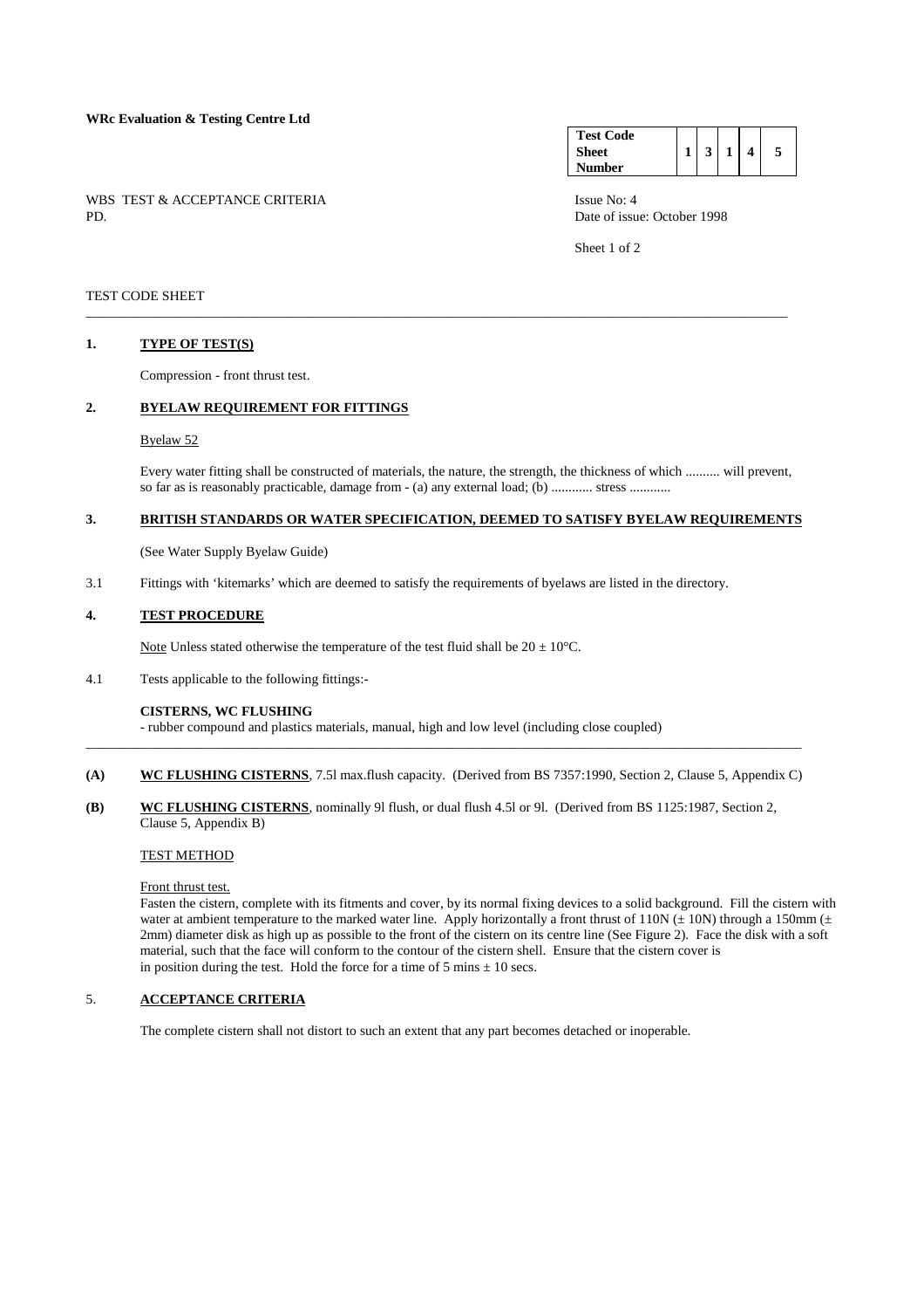**WRc Evaluation & Testing Centre Ltd**

| Test Code Sheet Number | 1 | 3 | 1 | 4 | 5 |
|---|---|---|---|---|---|

WBS TEST & ACCEPTANCE CRITERIA
PD.

Issue No: 4
Date of issue: October 1998

TEST CODE SHEET

---

## 1. TYPE OF TEST(S)

Compression - front thrust test.

## 2. BYELAW REQUIREMENT FOR FITTINGS

Byelaw 52

Every water fitting shall be constructed of materials, the nature, the strength, the thickness of which .......... will prevent, so far as is reasonably practicable, damage from - (a) any external load; (b) ............ stress ............

## 3. BRITISH STANDARDS OR WATER SPECIFICATION, DEEMED TO SATISFY BYELAW REQUIREMENTS

(See Water Supply Byelaw Guide)

3.1 Fittings with 'kitemarks' which are deemed to satisfy the requirements of byelaws are listed in the directory.

## 4. TEST PROCEDURE

Note Unless stated otherwise the temperature of the test fluid shall be 20 ± 10°C.

4.1 Tests applicable to the following fittings:-

**CISTERNS, WC FLUSHING**
- rubber compound and plastics materials, manual, high and low level (including close coupled)

---

**(A)** **WC FLUSHING CISTERNS**, 7.5l max.flush capacity. (Derived from BS 7357:1990, Section 2, Clause 5, Appendix C)

**(B)** **WC FLUSHING CISTERNS**, nominally 9l flush, or dual flush 4.5l or 9l. (Derived from BS 1125:1987, Section 2, Clause 5, Appendix B)

TEST METHOD

Front thrust test.
Fasten the cistern, complete with its fitments and cover, by its normal fixing devices to a solid background. Fill the cistern with water at ambient temperature to the marked water line. Apply horizontally a front thrust of 110N (± 10N) through a 150mm (± 2mm) diameter disk as high up as possible to the front of the cistern on its centre line (See Figure 2). Face the disk with a soft material, such that the face will conform to the contour of the cistern shell. Ensure that the cistern cover is in position during the test. Hold the force for a time of 5 mins ± 10 secs.

## 5. ACCEPTANCE CRITERIA

The complete cistern shall not distort to such an extent that any part becomes detached or inoperable.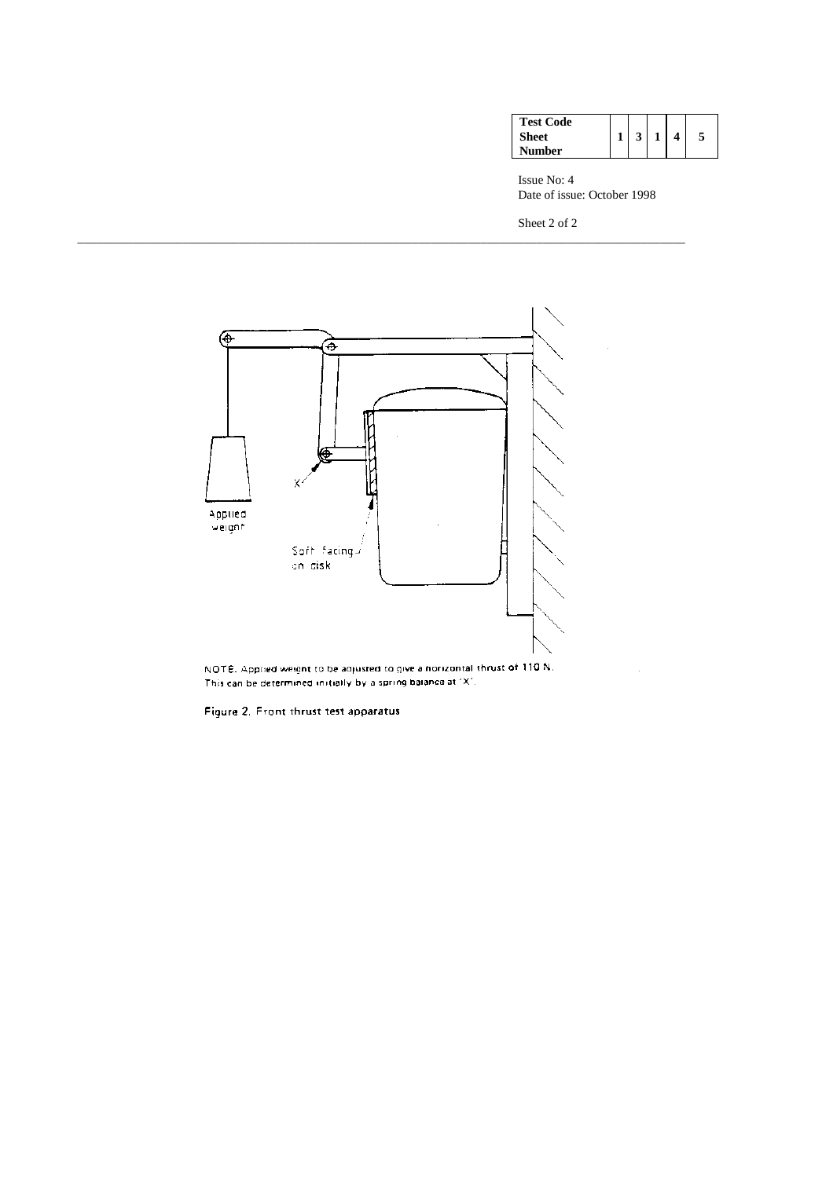X

Applied weight

Soft facing on disk

NOTE. Applied weight to be adjusted to give a horizontal thrust of 110 N. This can be determined initially by a spring balance at 'X'.

Figure 2. Front thrust test apparatus